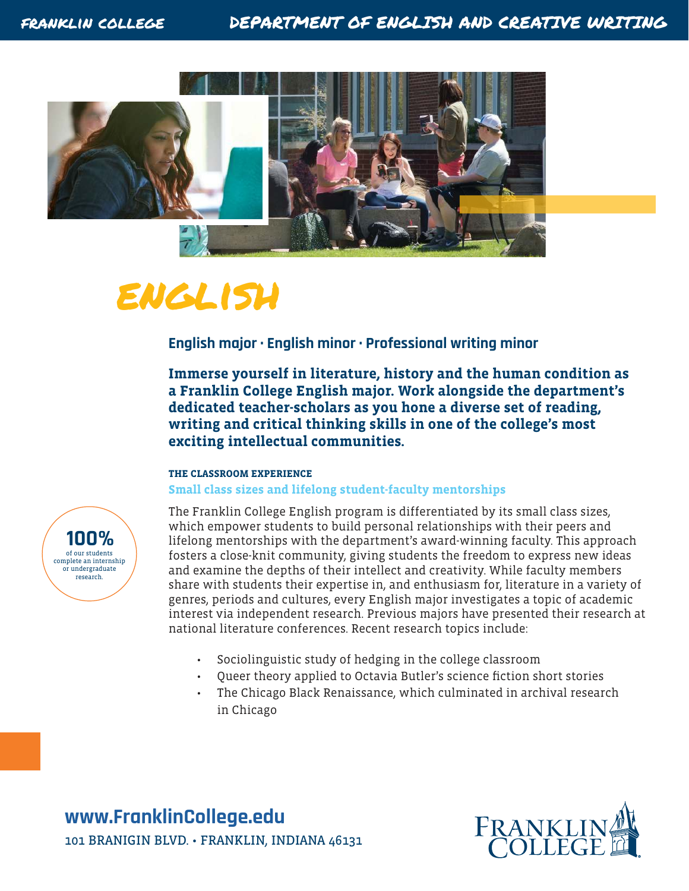# ENGLISH

**English major · English minor · Professional writing minor**

**Immerse yourself in literature, history and the human condition as a Franklin College English major. Work alongside the department's dedicated teacher-scholars as you hone a diverse set of reading, writing and critical thinking skills in one of the college's most exciting intellectual communities.**

### THE CLASSROOM EXPERIENCE

**Small class sizes and lifelong student-faculty mentorships**

**100%** of our students complete an internship or undergraduate research.

The Franklin College English program is differentiated by its small class sizes, which empower students to build personal relationships with their peers and lifelong mentorships with the department's award-winning faculty. This approach fosters a close-knit community, giving students the freedom to express new ideas and examine the depths of their intellect and creativity. While faculty members share with students their expertise in, and enthusiasm for, literature in a variety of genres, periods and cultures, every English major investigates a topic of academic interest via independent research. Previous majors have presented their research at national literature conferences. Recent research topics include:

- Sociolinguistic study of hedging in the college classroom
- Queer theory applied to Octavia Butler's science fiction short stories
- The Chicago Black Renaissance, which culminated in archival research in Chicago

**www.FranklinCollege.edu**

101 BRANIGIN BLVD. • FRANKLIN, INDIANA 46131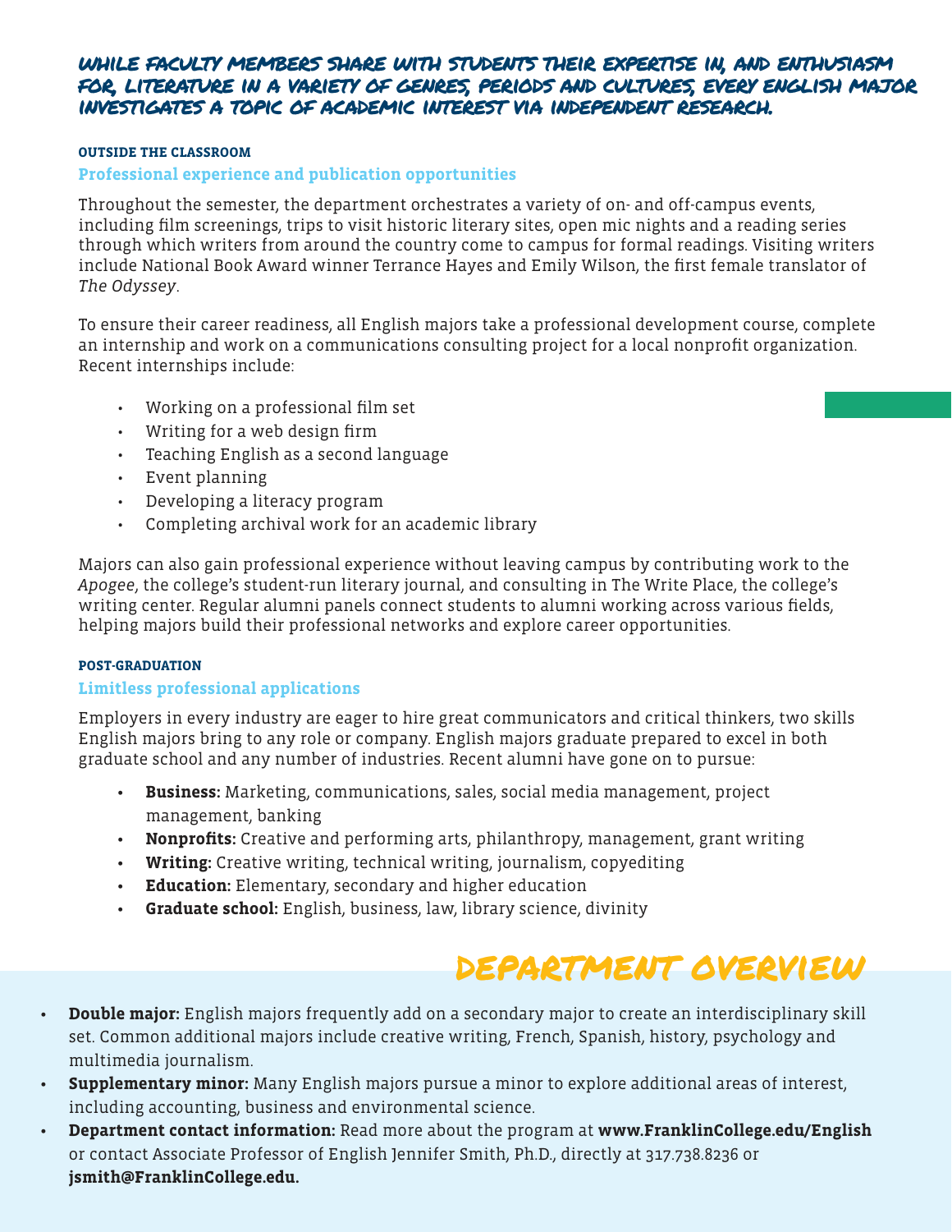## While faculty members share with students their expertise in, and enthusiasm for, literature in a variety of genres, periods and cultures, every English major investigates a topic of academic interest via independent research.

#### OUTSIDE THE CLASSROOM

### Professional experience and publication opportunities

Throughout the semester, the department orchestrates a variety of on- and off-campus events, including film screenings, trips to visit historic literary sites, open mic nights and a reading series through which writers from around the country come to campus for formal readings. Visiting writers include National Book Award winner Terrance Hayes and Emily Wilson, the first female translator of *The Odyssey*.

To ensure their career readiness, all English majors take a professional development course, complete an internship and work on a communications consulting project for a local nonprofit organization. Recent internships include:

- Working on a professional film set
- Writing for a web design firm
- Teaching English as a second language
- Event planning
- Developing a literacy program
- Completing archival work for an academic library

Majors can also gain professional experience without leaving campus by contributing work to the *Apogee*, the college's student-run literary journal, and consulting in The Write Place, the college's writing center. Regular alumni panels connect students to alumni working across various fields, helping majors build their professional networks and explore career opportunities.

#### POST-GRADUATION

### Limitless professional applications

Employers in every industry are eager to hire great communicators and critical thinkers, two skills English majors bring to any role or company. English majors graduate prepared to excel in both graduate school and any number of industries. Recent alumni have gone on to pursue:

- **Business:** Marketing, communications, sales, social media management, project management, banking
- **Nonprofits:** Creative and performing arts, philanthropy, management, grant writing
- **Writing:** Creative writing, technical writing, journalism, copyediting
- **Education:** Elementary, secondary and higher education
- **Graduate school:** English, business, law, library science, divinity

## DEPARTMENT OVERVIEW

- **Double major:** English majors frequently add on a secondary major to create an interdisciplinary skill set. Common additional majors include creative writing, French, Spanish, history, psychology and multimedia journalism.
- **Supplementary minor:** Many English majors pursue a minor to explore additional areas of interest, including accounting, business and environmental science.
- **Department contact information:** Read more about the program at **www.FranklinCollege.edu/English** or contact Associate Professor of English Jennifer Smith, Ph.D., directly at 317.738.8236 or **jsmith@FranklinCollege.edu.**